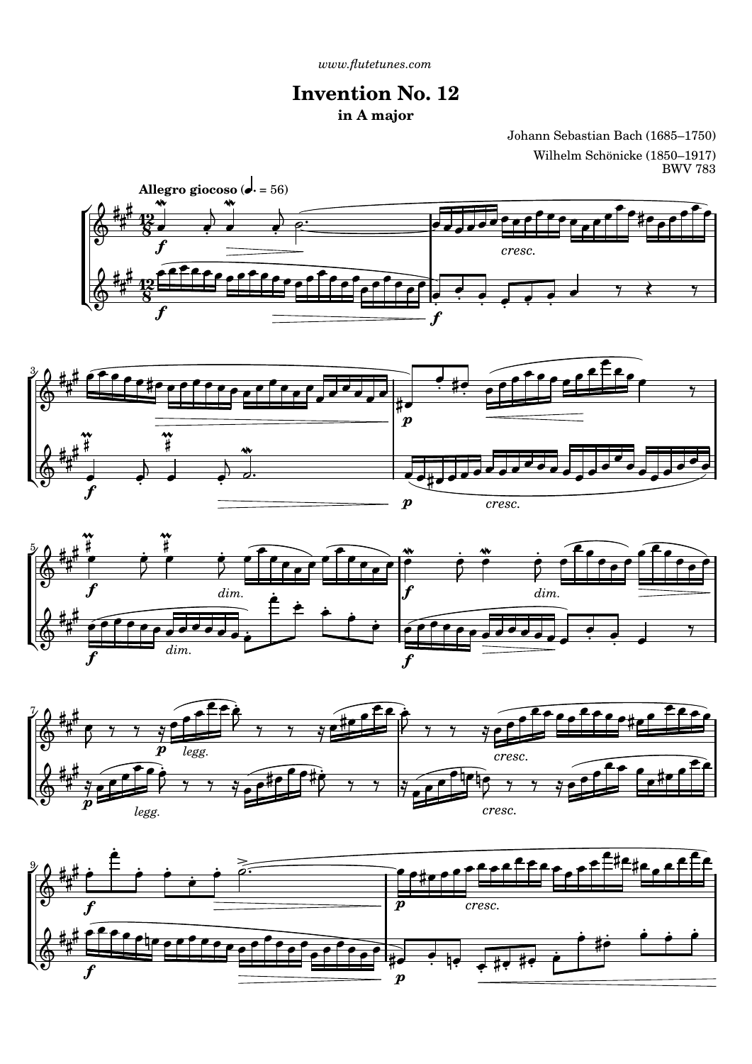www.flutetunes.com

# Invention No. 12

## in A major

Johann Sebastian Bach (1685–1750)

Wilhelm Schönicke (1850–1917)

BWV 783

**Allegro giocoso** (♩. = 56)